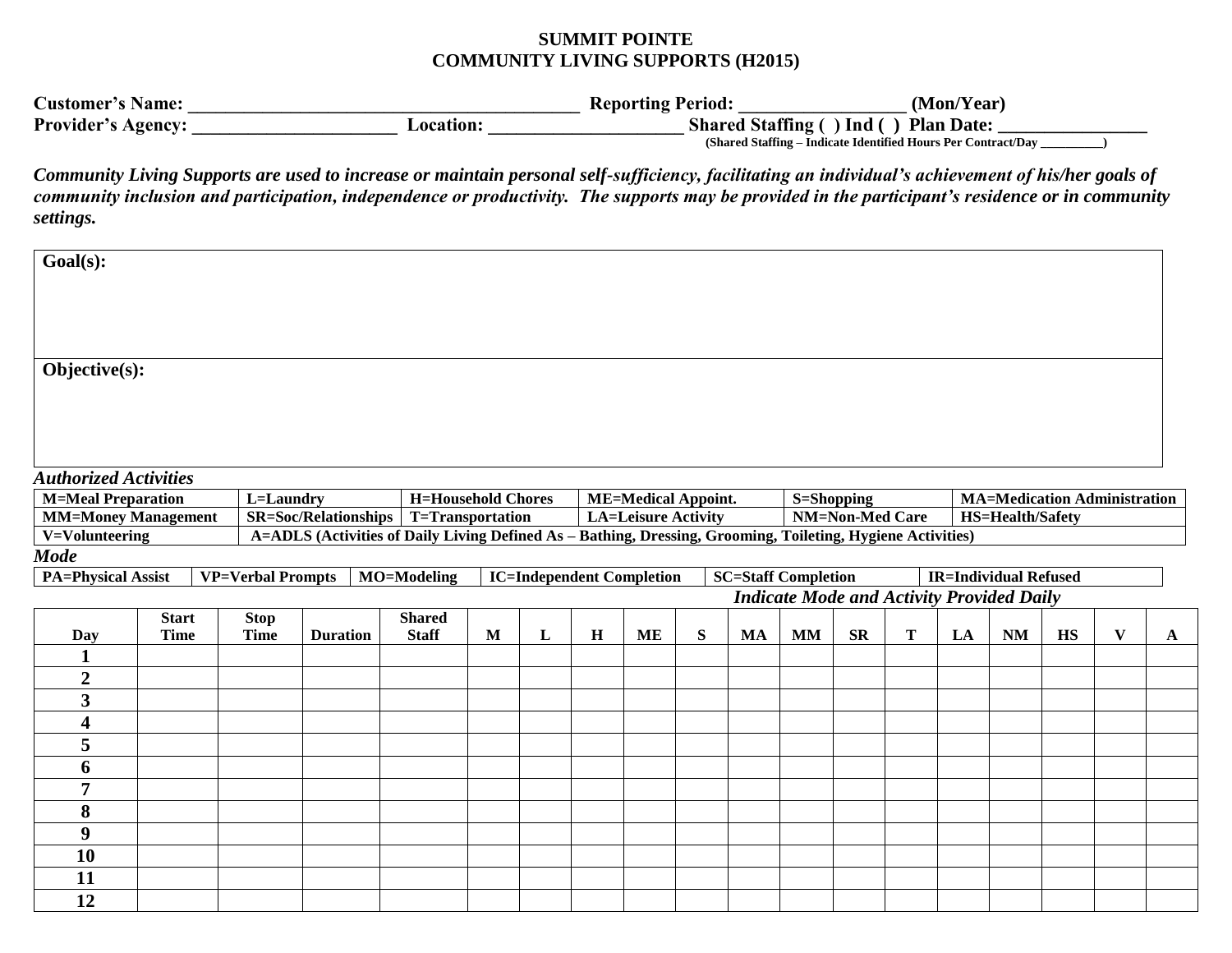**SUMMIT POINTE**
**COMMUNITY LIVING SUPPORTS (H2015)**

**Customer's Name: ________________________________________ Reporting Period: _________________ (Mon/Year)**
**Provider's Agency: _____________________ Location: ____________________ Shared Staffing ( ) Ind ( ) Plan Date: _______________**
(Shared Staffing – Indicate Identified Hours Per Contract/Day _________)

***Community Living Supports are used to increase or maintain personal self-sufficiency, facilitating an individual's achievement of his/her goals of community inclusion and participation, independence or productivity. The supports may be provided in the participant's residence or in community settings.***

| **Goal(s):** |
|---|
| **Objective(s):** |

***Authorized Activities***

| | | | | | |
|---|---|---|---|---|---|
| M=Meal Preparation | L=Laundry | H=Household Chores | ME=Medical Appoint. | S=Shopping | MA=Medication Administration |
| MM=Money Management | SR=Soc/Relationships | T=Transportation | LA=Leisure Activity | NM=Non-Med Care | HS=Health/Safety |
| V=Volunteering | A=ADLS (Activities of Daily Living Defined As – Bathing, Dressing, Grooming, Toileting, Hygiene Activities) | | | | |

***Mode***

| | | | | | |
|---|---|---|---|---|---|
| PA=Physical Assist | VP=Verbal Prompts | MO=Modeling | IC=Independent Completion | SC=Staff Completion | IR=Individual Refused |

***Indicate Mode and Activity Provided Daily***

| Day | Start Time | Stop Time | Duration | Shared Staff | M | L | H | ME | S | MA | MM | SR | T | LA | NM | HS | V | A |
|---|---|---|---|---|---|---|---|---|---|---|---|---|---|---|---|---|---|---|
| 1 | | | | | | | | | | | | | | | | | | |
| 2 | | | | | | | | | | | | | | | | | | |
| 3 | | | | | | | | | | | | | | | | | | |
| 4 | | | | | | | | | | | | | | | | | | |
| 5 | | | | | | | | | | | | | | | | | | |
| 6 | | | | | | | | | | | | | | | | | | |
| 7 | | | | | | | | | | | | | | | | | | |
| 8 | | | | | | | | | | | | | | | | | | |
| 9 | | | | | | | | | | | | | | | | | | |
| 10 | | | | | | | | | | | | | | | | | | |
| 11 | | | | | | | | | | | | | | | | | | |
| 12 | | | | | | | | | | | | | | | | | | |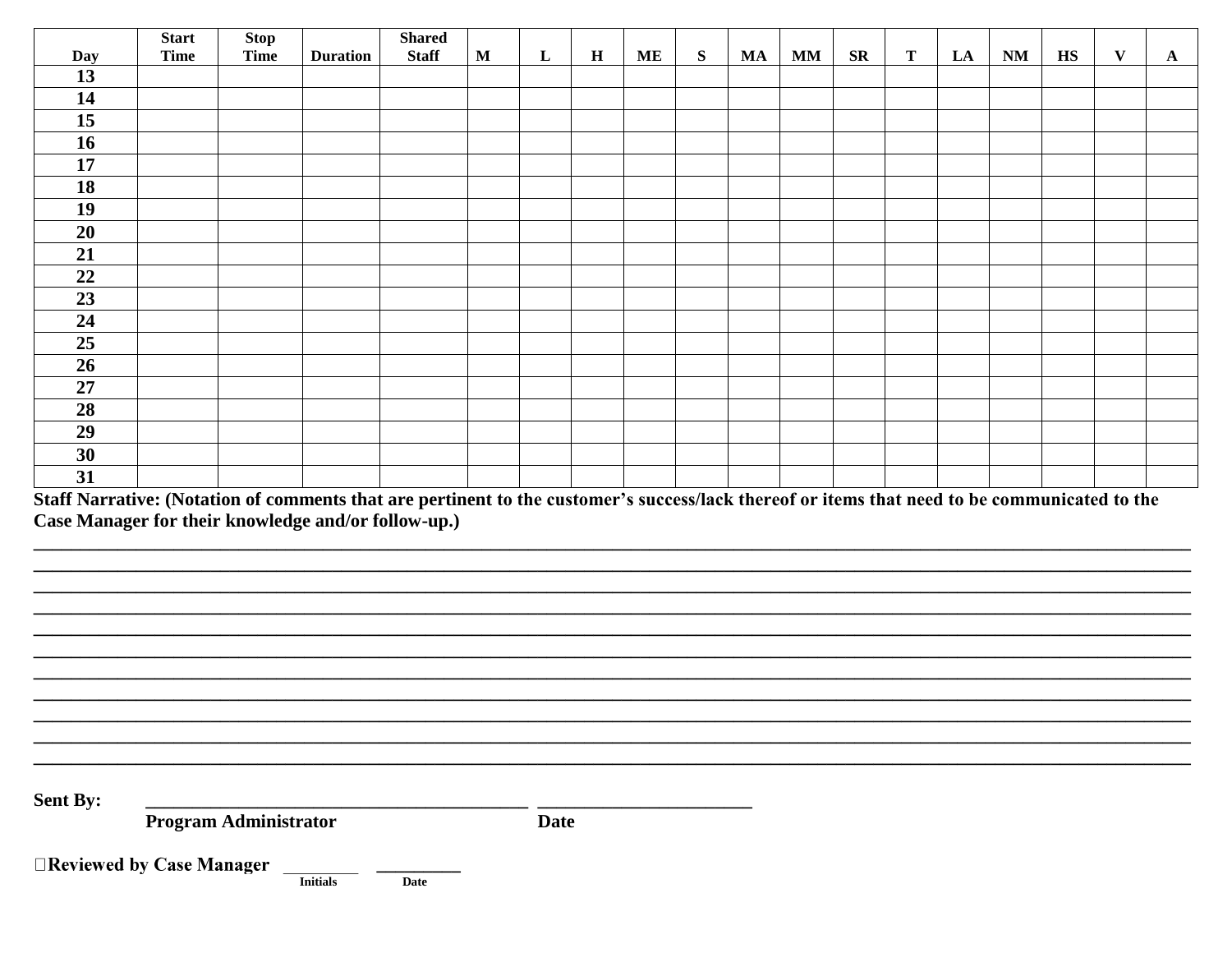| Day | Start Time | Stop Time | Duration | Shared Staff | M | L | H | ME | S | MA | MM | SR | T | LA | NM | HS | V | A |
|---|---|---|---|---|---|---|---|---|---|---|---|---|---|---|---|---|---|---|
| 13 | | | | | | | | | | | | | | | | | | |
| 14 | | | | | | | | | | | | | | | | | | |
| 15 | | | | | | | | | | | | | | | | | | |
| 16 | | | | | | | | | | | | | | | | | | |
| 17 | | | | | | | | | | | | | | | | | | |
| 18 | | | | | | | | | | | | | | | | | | |
| 19 | | | | | | | | | | | | | | | | | | |
| 20 | | | | | | | | | | | | | | | | | | |
| 21 | | | | | | | | | | | | | | | | | | |
| 22 | | | | | | | | | | | | | | | | | | |
| 23 | | | | | | | | | | | | | | | | | | |
| 24 | | | | | | | | | | | | | | | | | | |
| 25 | | | | | | | | | | | | | | | | | | |
| 26 | | | | | | | | | | | | | | | | | | |
| 27 | | | | | | | | | | | | | | | | | | |
| 28 | | | | | | | | | | | | | | | | | | |
| 29 | | | | | | | | | | | | | | | | | | |
| 30 | | | | | | | | | | | | | | | | | | |
| 31 | | | | | | | | | | | | | | | | | | |

**Staff Narrative: (Notation of comments that are pertinent to the customer's success/lack thereof or items that need to be communicated to the Case Manager for their knowledge and/or follow-up.)**

______________________________________________________________________________________________
______________________________________________________________________________________________
______________________________________________________________________________________________
______________________________________________________________________________________________
______________________________________________________________________________________________
______________________________________________________________________________________________
______________________________________________________________________________________________
______________________________________________________________________________________________
______________________________________________________________________________________________
______________________________________________________________________________________________
______________________________________________________________________________________________

**Sent By:** ________________________________________ ______________________
**Program Administrator** **Date**

☐**Reviewed by Case Manager** ________ ________
**Initials** **Date**